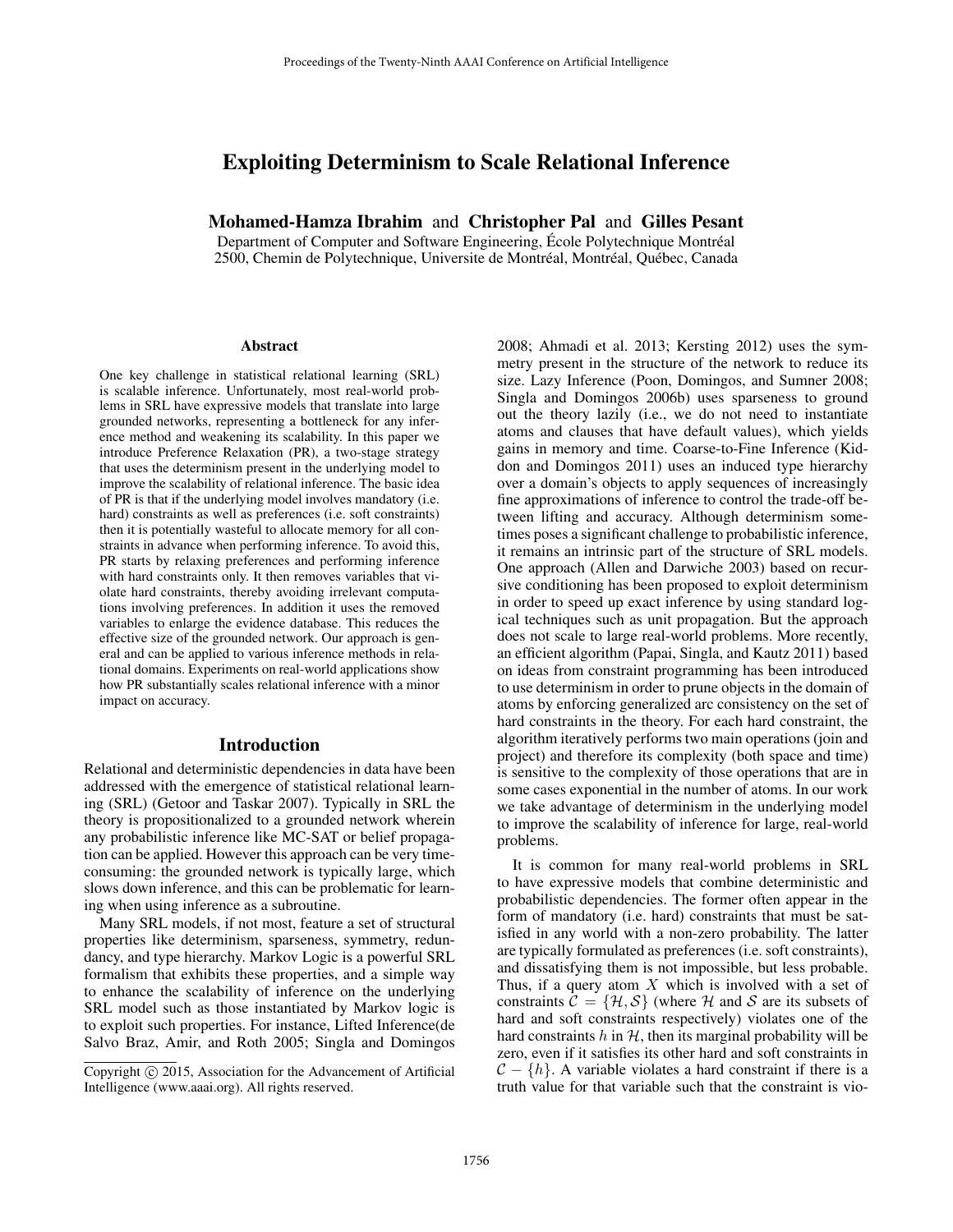# Exploiting Determinism to Scale Relational Inference

**Mohamed-Hamza Ibrahim** and **Christopher Pal** and **Gilles Pesant**

Department of Computer and Software Engineering, École Polytechnique Montréal
2500, Chemin de Polytechnique, Universite de Montréal, Montréal, Québec, Canada

### Abstract

One key challenge in statistical relational learning (SRL) is scalable inference. Unfortunately, most real-world problems in SRL have expressive models that translate into large grounded networks, representing a bottleneck for any inference method and weakening its scalability. In this paper we introduce Preference Relaxation (PR), a two-stage strategy that uses the determinism present in the underlying model to improve the scalability of relational inference. The basic idea of PR is that if the underlying model involves mandatory (i.e. hard) constraints as well as preferences (i.e. soft constraints) then it is potentially wasteful to allocate memory for all constraints in advance when performing inference. To avoid this, PR starts by relaxing preferences and performing inference with hard constraints only. It then removes variables that violate hard constraints, thereby avoiding irrelevant computations involving preferences. In addition it uses the removed variables to enlarge the evidence database. This reduces the effective size of the grounded network. Our approach is general and can be applied to various inference methods in relational domains. Experiments on real-world applications show how PR substantially scales relational inference with a minor impact on accuracy.

## Introduction

Relational and deterministic dependencies in data have been addressed with the emergence of statistical relational learning (SRL) (Getoor and Taskar 2007). Typically in SRL the theory is propositionalized to a grounded network wherein any probabilistic inference like MC-SAT or belief propagation can be applied. However this approach can be very time-consuming: the grounded network is typically large, which slows down inference, and this can be problematic for learning when using inference as a subroutine.

Many SRL models, if not most, feature a set of structural properties like determinism, sparseness, symmetry, redundancy, and type hierarchy. Markov Logic is a powerful SRL formalism that exhibits these properties, and a simple way to enhance the scalability of inference on the underlying SRL model such as those instantiated by Markov logic is to exploit such properties. For instance, Lifted Inference(de Salvo Braz, Amir, and Roth 2005; Singla and Domingos 2008; Ahmadi et al. 2013; Kersting 2012) uses the symmetry present in the structure of the network to reduce its size. Lazy Inference (Poon, Domingos, and Sumner 2008; Singla and Domingos 2006b) uses sparseness to ground out the theory lazily (i.e., we do not need to instantiate atoms and clauses that have default values), which yields gains in memory and time. Coarse-to-Fine Inference (Kiddon and Domingos 2011) uses an induced type hierarchy over a domain's objects to apply sequences of increasingly fine approximations of inference to control the trade-off between lifting and accuracy. Although determinism sometimes poses a significant challenge to probabilistic inference, it remains an intrinsic part of the structure of SRL models. One approach (Allen and Darwiche 2003) based on recursive conditioning has been proposed to exploit determinism in order to speed up exact inference by using standard logical techniques such as unit propagation. But the approach does not scale to large real-world problems. More recently, an efficient algorithm (Papai, Singla, and Kautz 2011) based on ideas from constraint programming has been introduced to use determinism in order to prune objects in the domain of atoms by enforcing generalized arc consistency on the set of hard constraints in the theory. For each hard constraint, the algorithm iteratively performs two main operations (join and project) and therefore its complexity (both space and time) is sensitive to the complexity of those operations that are in some cases exponential in the number of atoms. In our work we take advantage of determinism in the underlying model to improve the scalability of inference for large, real-world problems.

It is common for many real-world problems in SRL to have expressive models that combine deterministic and probabilistic dependencies. The former often appear in the form of mandatory (i.e. hard) constraints that must be satisfied in any world with a non-zero probability. The latter are typically formulated as preferences (i.e. soft constraints), and dissatisfying them is not impossible, but less probable. Thus, if a query atom $X$ which is involved with a set of constraints $\mathcal{C} = \{\mathcal{H}, \mathcal{S}\}$ (where $\mathcal{H}$ and $\mathcal{S}$ are its subsets of hard and soft constraints respectively) violates one of the hard constraints $h$ in $\mathcal{H}$, then its marginal probability will be zero, even if it satisfies its other hard and soft constraints in $\mathcal{C} - \{h\}$. A variable violates a hard constraint if there is a truth value for that variable such that the constraint is vio-

Copyright © 2015, Association for the Advancement of Artificial Intelligence (www.aaai.org). All rights reserved.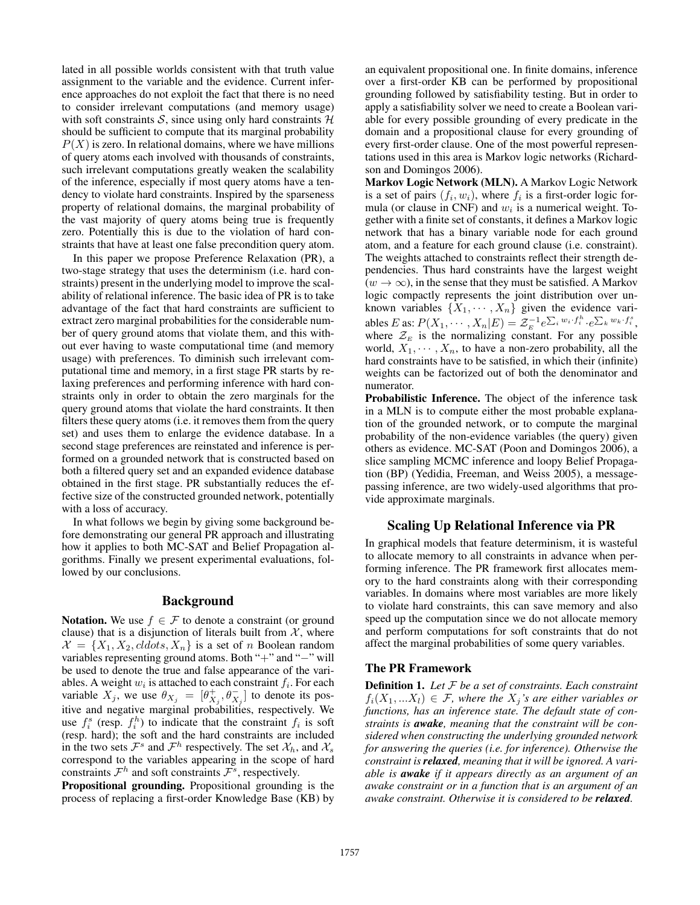lated in all possible worlds consistent with that truth value assignment to the variable and the evidence. Current inference approaches do not exploit the fact that there is no need to consider irrelevant computations (and memory usage) with soft constraints $\mathcal{S}$, since using only hard constraints $\mathcal{H}$ should be sufficient to compute that its marginal probability $P(X)$ is zero. In relational domains, where we have millions of query atoms each involved with thousands of constraints, such irrelevant computations greatly weaken the scalability of the inference, especially if most query atoms have a tendency to violate hard constraints. Inspired by the sparseness property of relational domains, the marginal probability of the vast majority of query atoms being true is frequently zero. Potentially this is due to the violation of hard constraints that have at least one false precondition query atom.

In this paper we propose Preference Relaxation (PR), a two-stage strategy that uses the determinism (i.e. hard constraints) present in the underlying model to improve the scalability of relational inference. The basic idea of PR is to take advantage of the fact that hard constraints are sufficient to extract zero marginal probabilities for the considerable number of query ground atoms that violate them, and this without ever having to waste computational time (and memory usage) with preferences. To diminish such irrelevant computational time and memory, in a first stage PR starts by relaxing preferences and performing inference with hard constraints only in order to obtain the zero marginals for the query ground atoms that violate the hard constraints. It then filters these query atoms (i.e. it removes them from the query set) and uses them to enlarge the evidence database. In a second stage preferences are reinstated and inference is performed on a grounded network that is constructed based on both a filtered query set and an expanded evidence database obtained in the first stage. PR substantially reduces the effective size of the constructed grounded network, potentially with a loss of accuracy.

In what follows we begin by giving some background before demonstrating our general PR approach and illustrating how it applies to both MC-SAT and Belief Propagation algorithms. Finally we present experimental evaluations, followed by our conclusions.

## Background

**Notation.** We use $f \in \mathcal{F}$ to denote a constraint (or ground clause) that is a disjunction of literals built from $\mathcal{X}$, where $\mathcal{X} = \{X_1, X_2, cldots, X_n\}$ is a set of $n$ Boolean random variables representing ground atoms. Both "+" and "−" will be used to denote the true and false appearance of the variables. A weight $w_i$ is attached to each constraint $f_i$. For each variable $X_j$, we use $\theta_{X_j} = [\theta^+_{X_j}, \theta^-_{X_j}]$ to denote its positive and negative marginal probabilities, respectively. We use $f^s_i$ (resp. $f^h_i$) to indicate that the constraint $f_i$ is soft (resp. hard); the soft and the hard constraints are included in the two sets $\mathcal{F}^s$ and $\mathcal{F}^h$ respectively. The set $\mathcal{X}_h$, and $\mathcal{X}_s$ correspond to the variables appearing in the scope of hard constraints $\mathcal{F}^h$ and soft constraints $\mathcal{F}^s$, respectively.

**Propositional grounding.** Propositional grounding is the process of replacing a first-order Knowledge Base (KB) by an equivalent propositional one. In finite domains, inference over a first-order KB can be performed by propositional grounding followed by satisfiability testing. But in order to apply a satisfiability solver we need to create a Boolean variable for every possible grounding of every predicate in the domain and a propositional clause for every grounding of every first-order clause. One of the most powerful representations used in this area is Markov logic networks (Richardson and Domingos 2006).

**Markov Logic Network (MLN).** A Markov Logic Network is a set of pairs $(f_i, w_i)$, where $f_i$ is a first-order logic formula (or clause in CNF) and $w_i$ is a numerical weight. Together with a finite set of constants, it defines a Markov logic network that has a binary variable node for each ground atom, and a feature for each ground clause (i.e. constraint). The weights attached to constraints reflect their strength dependencies. Thus hard constraints have the largest weight ($w \to \infty$), in the sense that they must be satisfied. A Markov logic compactly represents the joint distribution over unknown variables $\{X_1, \cdots, X_n\}$ given the evidence variables $E$ as: $P(X_1, \cdots, X_n|E) = \mathcal{Z}_E^{-1} e^{\sum_i w_i \cdot f^h_i} \cdot e^{\sum_k w_k \cdot f^s_i}$, where $\mathcal{Z}_E$ is the normalizing constant. For any possible world, $X_1, \cdots, X_n$, to have a non-zero probability, all the hard constraints have to be satisfied, in which their (infinite) weights can be factorized out of both the denominator and numerator.

**Probabilistic Inference.** The object of the inference task in a MLN is to compute either the most probable explanation of the grounded network, or to compute the marginal probability of the non-evidence variables (the query) given others as evidence. MC-SAT (Poon and Domingos 2006), a slice sampling MCMC inference and loopy Belief Propagation (BP) (Yedidia, Freeman, and Weiss 2005), a message-passing inference, are two widely-used algorithms that provide approximate marginals.

## Scaling Up Relational Inference via PR

In graphical models that feature determinism, it is wasteful to allocate memory to all constraints in advance when performing inference. The PR framework first allocates memory to the hard constraints along with their corresponding variables. In domains where most variables are more likely to violate hard constraints, this can save memory and also speed up the computation since we do not allocate memory and perform computations for soft constraints that do not affect the marginal probabilities of some query variables.

### The PR Framework

**Definition 1.** *Let $\mathcal{F}$ be a set of constraints. Each constraint $f_i(X_1, ...X_l) \in \mathcal{F}$, where the $X_j$'s are either variables or functions, has an inference state. The default state of constraints is **awake**, meaning that the constraint will be considered when constructing the underlying grounded network for answering the queries (i.e. for inference). Otherwise the constraint is **relaxed**, meaning that it will be ignored. A variable is **awake** if it appears directly as an argument of an awake constraint or in a function that is an argument of an awake constraint. Otherwise it is considered to be **relaxed**.*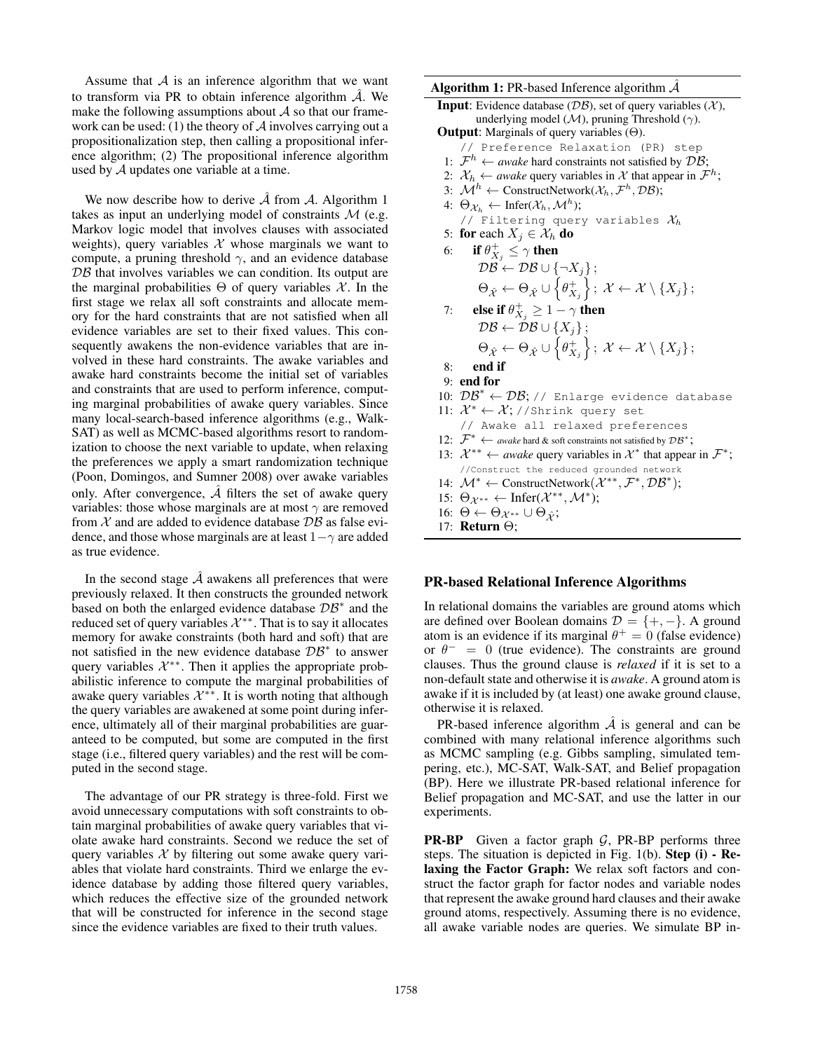Assume that $\mathcal{A}$ is an inference algorithm that we want to transform via PR to obtain inference algorithm $\hat{\mathcal{A}}$. We make the following assumptions about $\mathcal{A}$ so that our framework can be used: (1) the theory of $\mathcal{A}$ involves carrying out a propositionalization step, then calling a propositional inference algorithm; (2) The propositional inference algorithm used by $\mathcal{A}$ updates one variable at a time.

We now describe how to derive $\hat{\mathcal{A}}$ from $\mathcal{A}$. Algorithm 1 takes as input an underlying model of constraints $\mathcal{M}$ (e.g. Markov logic model that involves clauses with associated weights), query variables $\mathcal{X}$ whose marginals we want to compute, a pruning threshold $\gamma$, and an evidence database $\mathcal{DB}$ that involves variables we can condition. Its output are the marginal probabilities $\Theta$ of query variables $\mathcal{X}$. In the first stage we relax all soft constraints and allocate memory for the hard constraints that are not satisfied when all evidence variables are set to their fixed values. This consequently awakens the non-evidence variables that are involved in these hard constraints. The awake variables and awake hard constraints become the initial set of variables and constraints that are used to perform inference, computing marginal probabilities of awake query variables. Since many local-search-based inference algorithms (e.g., WalkSAT) as well as MCMC-based algorithms resort to randomization to choose the next variable to update, when relaxing the preferences we apply a smart randomization technique (Poon, Domingos, and Sumner 2008) over awake variables only. After convergence, $\hat{\mathcal{A}}$ filters the set of awake query variables: those whose marginals are at most $\gamma$ are removed from $\mathcal{X}$ and are added to evidence database $\mathcal{DB}$ as false evidence, and those whose marginals are at least $1-\gamma$ are added as true evidence.

In the second stage $\hat{\mathcal{A}}$ awakens all preferences that were previously relaxed. It then constructs the grounded network based on both the enlarged evidence database $\mathcal{DB}^*$ and the reduced set of query variables $\mathcal{X}^{**}$. That is to say it allocates memory for awake constraints (both hard and soft) that are not satisfied in the new evidence database $\mathcal{DB}^*$ to answer query variables $\mathcal{X}^{**}$. Then it applies the appropriate probabilistic inference to compute the marginal probabilities of awake query variables $\mathcal{X}^{**}$. It is worth noting that although the query variables are awakened at some point during inference, ultimately all of their marginal probabilities are guaranteed to be computed, but some are computed in the first stage (i.e., filtered query variables) and the rest will be computed in the second stage.

The advantage of our PR strategy is three-fold. First we avoid unnecessary computations with soft constraints to obtain marginal probabilities of awake query variables that violate awake hard constraints. Second we reduce the set of query variables $\mathcal{X}$ by filtering out some awake query variables that violate hard constraints. Third we enlarge the evidence database by adding those filtered query variables, which reduces the effective size of the grounded network that will be constructed for inference in the second stage since the evidence variables are fixed to their truth values.

**Algorithm 1:** PR-based Inference algorithm $\hat{\mathcal{A}}$

**Input**: Evidence database ($\mathcal{DB}$), set of query variables ($\mathcal{X}$), underlying model ($\mathcal{M}$), pruning Threshold ($\gamma$).
**Output**: Marginals of query variables ($\Theta$).

```
    // Preference Relaxation (PR) step
 1: F^h ← awake hard constraints not satisfied by DB;
 2: X_h ← awake query variables in X that appear in F^h;
 3: M^h ← ConstructNetwork(X_h, F^h, DB);
 4: Θ_{X_h} ← Infer(X_h, M^h);
    // Filtering query variables X_h
 5: for each X_j ∈ X_h do
 6:     if θ^+_{X_j} ≤ γ then
            DB ← DB ∪ {¬X_j};
            Θ_X̂ ← Θ_X̂ ∪ {θ^+_{X_j}}; X ← X \ {X_j};
 7:     else if θ^+_{X_j} ≥ 1 − γ then
            DB ← DB ∪ {X_j};
            Θ_X̂ ← Θ_X̂ ∪ {θ^+_{X_j}}; X ← X \ {X_j};
 8:     end if
 9: end for
10: DB* ← DB; // Enlarge evidence database
11: X* ← X; //Shrink query set
    // Awake all relaxed preferences
12: F* ← awake hard & soft constraints not satisfied by DB*;
13: X** ← awake query variables in X* that appear in F*;
    //Construct the reduced grounded network
14: M* ← ConstructNetwork(X**, F*, DB*);
15: Θ_{X**} ← Infer(X**, M*);
16: Θ ← Θ_{X**} ∪ Θ_X̂;
17: Return Θ;
```

### PR-based Relational Inference Algorithms

In relational domains the variables are ground atoms which are defined over Boolean domains $\mathcal{D} = \{+, -\}$. A ground atom is an evidence if its marginal $\theta^+ = 0$ (false evidence) or $\theta^- = 0$ (true evidence). The constraints are ground clauses. Thus the ground clause is *relaxed* if it is set to a non-default state and otherwise it is *awake*. A ground atom is awake if it is included by (at least) one awake ground clause, otherwise it is relaxed.

PR-based inference algorithm $\hat{\mathcal{A}}$ is general and can be combined with many relational inference algorithms such as MCMC sampling (e.g. Gibbs sampling, simulated tempering, etc.), MC-SAT, Walk-SAT, and Belief propagation (BP). Here we illustrate PR-based relational inference for Belief propagation and MC-SAT, and use the latter in our experiments.

**PR-BP** Given a factor graph $\mathcal{G}$, PR-BP performs three steps. The situation is depicted in Fig. 1(b). **Step (i) - Relaxing the Factor Graph:** We relax soft factors and construct the factor graph for factor nodes and variable nodes that represent the awake ground hard clauses and their awake ground atoms, respectively. Assuming there is no evidence, all awake variable nodes are queries. We simulate BP in-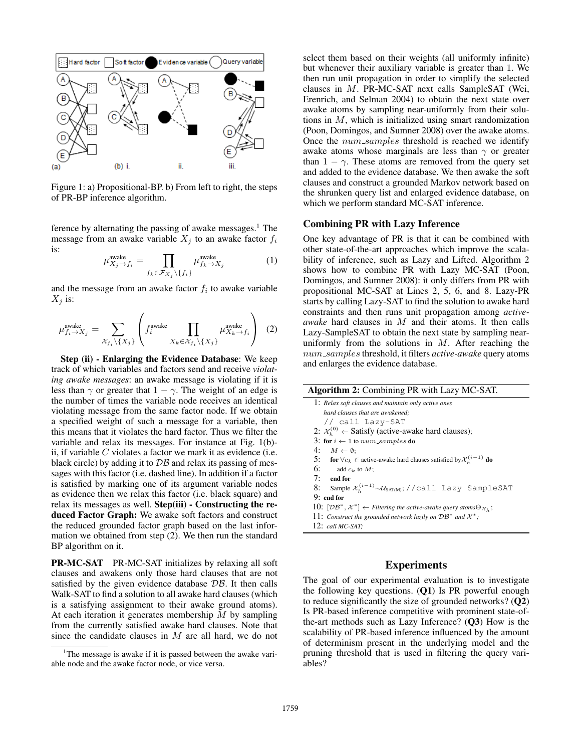Figure 1: a) Propositional-BP. b) From left to right, the steps of PR-BP inference algorithm.

ference by alternating the passing of awake messages.[1] The message from an awake variable $X_j$ to an awake factor $f_i$ is:

$$\mu^{\text{awake}}_{X_j \to f_i} = \prod_{f_k \in \mathcal{F}_{X_j} \setminus \{f_i\}} \mu^{\text{awake}}_{f_k \to X_j} \quad (1)$$

and the message from an awake factor $f_i$ to awake variable $X_j$ is:

$$\mu^{\text{awake}}_{f_i \to X_j} = \sum_{\mathcal{X}_{f_i} \setminus \{X_j\}} \left( f^{\text{awake}}_i \prod_{X_k \in \mathcal{X}_{f_i} \setminus \{X_j\}} \mu^{\text{awake}}_{X_k \to f_i} \right) \quad (2)$$

**Step (ii) - Enlarging the Evidence Database**: We keep track of which variables and factors send and receive *violating awake messages*: an awake message is violating if it is less than $\gamma$ or greater that $1-\gamma$. The weight of an edge is the number of times the variable node receives an identical violating message from the same factor node. If we obtain a specified weight of such a message for a variable, then this means that it violates the hard factor. Thus we filter the variable and relax its messages. For instance at Fig. 1(b)-ii, if variable $C$ violates a factor we mark it as evidence (i.e. black circle) by adding it to $\mathcal{DB}$ and relax its passing of messages with this factor (i.e. dashed line). In addition if a factor is satisfied by marking one of its argument variable nodes as evidence then we relax this factor (i.e. black square) and relax its messages as well. **Step(iii) - Constructing the reduced Factor Graph:** We awake soft factors and construct the reduced grounded factor graph based on the last information we obtained from step (2). We then run the standard BP algorithm on it.

**PR-MC-SAT** PR-MC-SAT initializes by relaxing all soft clauses and awakens only those hard clauses that are not satisfied by the given evidence database $\mathcal{DB}$. It then calls Walk-SAT to find a solution to all awake hard clauses (which is a satisfying assignment to their awake ground atoms). At each iteration it generates membership $M$ by sampling from the currently satisfied awake hard clauses. Note that since the candidate clauses in $M$ are all hard, we do not select them based on their weights (all uniformly infinite) but whenever their auxiliary variable is greater than 1. We then run unit propagation in order to simplify the selected clauses in $M$. PR-MC-SAT next calls SampleSAT (Wei, Erenrich, and Selman 2004) to obtain the next state over awake atoms by sampling near-uniformly from their solutions in $M$, which is initialized using smart randomization (Poon, Domingos, and Sumner 2008) over the awake atoms. Once the $num\_samples$ threshold is reached we identify awake atoms whose marginals are less than $\gamma$ or greater than $1-\gamma$. These atoms are removed from the query set and added to the evidence database. We then awake the soft clauses and construct a grounded Markov network based on the shrunken query list and enlarged evidence database, on which we perform standard MC-SAT inference.

[1] The message is awake if it is passed between the awake variable node and the awake factor node, or vice versa.

### Combining PR with Lazy Inference

One key advantage of PR is that it can be combined with other state-of-the-art approaches which improve the scalability of inference, such as Lazy and Lifted. Algorithm 2 shows how to combine PR with Lazy MC-SAT (Poon, Domingos, and Sumner 2008): it only differs from PR with propositional MC-SAT at Lines 2, 5, 6, and 8. Lazy-PR starts by calling Lazy-SAT to find the solution to awake hard constraints and then runs unit propagation among *active-awake* hard clauses in $M$ and their atoms. It then calls Lazy-SampleSAT to obtain the next state by sampling near-uniformly from the solutions in $M$. After reaching the $num\_samples$ threshold, it filters *active-awake* query atoms and enlarges the evidence database.

**Algorithm 2:** Combining PR with Lazy MC-SAT.

```
1:  Relax soft clauses and maintain only active ones
    hard clauses that are awakened;
    // call Lazy-SAT
2:  X_h^(0) ← Satisfy (active-awake hard clauses);
3:  for i ← 1 to num_samples do
4:      M ← ∅;
5:      for ∀c_k ∈ active-awake hard clauses satisfied by X_h^(i−1) do
6:          add c_k to M;
7:      end for
8:      Sample X_h^(i−1) ~ U_SAT(M); //call Lazy SampleSAT
9:  end for
10: [DB*, X*] ← Filtering the active-awake query atoms Θ_{X_h};
11: Construct the grounded network lazily on DB* and X*;
12: call MC-SAT;
```

## Experiments

The goal of our experimental evaluation is to investigate the following key questions. (**Q1**) Is PR powerful enough to reduce significantly the size of grounded networks? (**Q2**) Is PR-based inference competitive with prominent state-of-the-art methods such as Lazy Inference? (**Q3**) How is the scalability of PR-based inference influenced by the amount of determinism present in the underlying model and the pruning threshold that is used in filtering the query variables?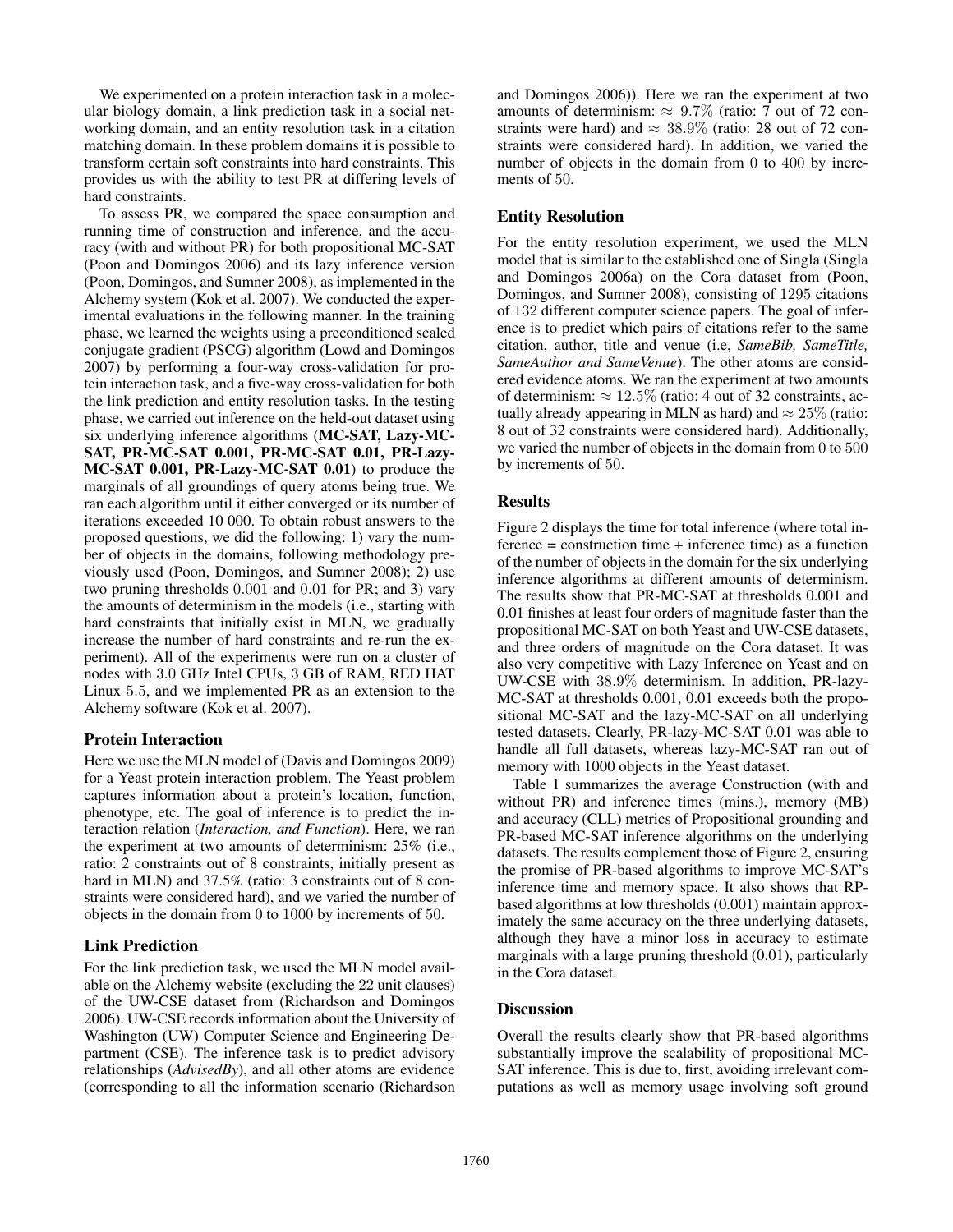We experimented on a protein interaction task in a molecular biology domain, a link prediction task in a social networking domain, and an entity resolution task in a citation matching domain. In these problem domains it is possible to transform certain soft constraints into hard constraints. This provides us with the ability to test PR at differing levels of hard constraints.

To assess PR, we compared the space consumption and running time of construction and inference, and the accuracy (with and without PR) for both propositional MC-SAT (Poon and Domingos 2006) and its lazy inference version (Poon, Domingos, and Sumner 2008), as implemented in the Alchemy system (Kok et al. 2007). We conducted the experimental evaluations in the following manner. In the training phase, we learned the weights using a preconditioned scaled conjugate gradient (PSCG) algorithm (Lowd and Domingos 2007) by performing a four-way cross-validation for protein interaction task, and a five-way cross-validation for both the link prediction and entity resolution tasks. In the testing phase, we carried out inference on the held-out dataset using six underlying inference algorithms (**MC-SAT, Lazy-MC-SAT, PR-MC-SAT 0.001, PR-MC-SAT 0.01, PR-Lazy-MC-SAT 0.001, PR-Lazy-MC-SAT 0.01**) to produce the marginals of all groundings of query atoms being true. We ran each algorithm until it either converged or its number of iterations exceeded 10 000. To obtain robust answers to the proposed questions, we did the following: 1) vary the number of objects in the domains, following methodology previously used (Poon, Domingos, and Sumner 2008); 2) use two pruning thresholds 0.001 and 0.01 for PR; and 3) vary the amounts of determinism in the models (i.e., starting with hard constraints that initially exist in MLN, we gradually increase the number of hard constraints and re-run the experiment). All of the experiments were run on a cluster of nodes with 3.0 GHz Intel CPUs, 3 GB of RAM, RED HAT Linux 5.5, and we implemented PR as an extension to the Alchemy software (Kok et al. 2007).

### Protein Interaction

Here we use the MLN model of (Davis and Domingos 2009) for a Yeast protein interaction problem. The Yeast problem captures information about a protein's location, function, phenotype, etc. The goal of inference is to predict the interaction relation (*Interaction, and Function*). Here, we ran the experiment at two amounts of determinism: 25% (i.e., ratio: 2 constraints out of 8 constraints, initially present as hard in MLN) and 37.5% (ratio: 3 constraints out of 8 constraints were considered hard), and we varied the number of objects in the domain from 0 to 1000 by increments of 50.

### Link Prediction

For the link prediction task, we used the MLN model available on the Alchemy website (excluding the 22 unit clauses) of the UW-CSE dataset from (Richardson and Domingos 2006). UW-CSE records information about the University of Washington (UW) Computer Science and Engineering Department (CSE). The inference task is to predict advisory relationships (*AdvisedBy*), and all other atoms are evidence (corresponding to all the information scenario (Richardson and Domingos 2006)). Here we ran the experiment at two amounts of determinism: $\approx 9.7\%$ (ratio: 7 out of 72 constraints were hard) and $\approx 38.9\%$ (ratio: 28 out of 72 constraints were considered hard). In addition, we varied the number of objects in the domain from 0 to 400 by increments of 50.

### Entity Resolution

For the entity resolution experiment, we used the MLN model that is similar to the established one of Singla (Singla and Domingos 2006a) on the Cora dataset from (Poon, Domingos, and Sumner 2008), consisting of 1295 citations of 132 different computer science papers. The goal of inference is to predict which pairs of citations refer to the same citation, author, title and venue (i.e, *SameBib, SameTitle, SameAuthor and SameVenue*). The other atoms are considered evidence atoms. We ran the experiment at two amounts of determinism: $\approx 12.5\%$ (ratio: 4 out of 32 constraints, actually already appearing in MLN as hard) and $\approx 25\%$ (ratio: 8 out of 32 constraints were considered hard). Additionally, we varied the number of objects in the domain from 0 to 500 by increments of 50.

### Results

Figure 2 displays the time for total inference (where total inference = construction time + inference time) as a function of the number of objects in the domain for the six underlying inference algorithms at different amounts of determinism. The results show that PR-MC-SAT at thresholds 0.001 and 0.01 finishes at least four orders of magnitude faster than the propositional MC-SAT on both Yeast and UW-CSE datasets, and three orders of magnitude on the Cora dataset. It was also very competitive with Lazy Inference on Yeast and on UW-CSE with 38.9% determinism. In addition, PR-lazy-MC-SAT at thresholds 0.001, 0.01 exceeds both the propositional MC-SAT and the lazy-MC-SAT on all underlying tested datasets. Clearly, PR-lazy-MC-SAT 0.01 was able to handle all full datasets, whereas lazy-MC-SAT ran out of memory with 1000 objects in the Yeast dataset.

Table 1 summarizes the average Construction (with and without PR) and inference times (mins.), memory (MB) and accuracy (CLL) metrics of Propositional grounding and PR-based MC-SAT inference algorithms on the underlying datasets. The results complement those of Figure 2, ensuring the promise of PR-based algorithms to improve MC-SAT's inference time and memory space. It also shows that RP-based algorithms at low thresholds (0.001) maintain approximately the same accuracy on the three underlying datasets, although they have a minor loss in accuracy to estimate marginals with a large pruning threshold (0.01), particularly in the Cora dataset.

### Discussion

Overall the results clearly show that PR-based algorithms substantially improve the scalability of propositional MC-SAT inference. This is due to, first, avoiding irrelevant computations as well as memory usage involving soft ground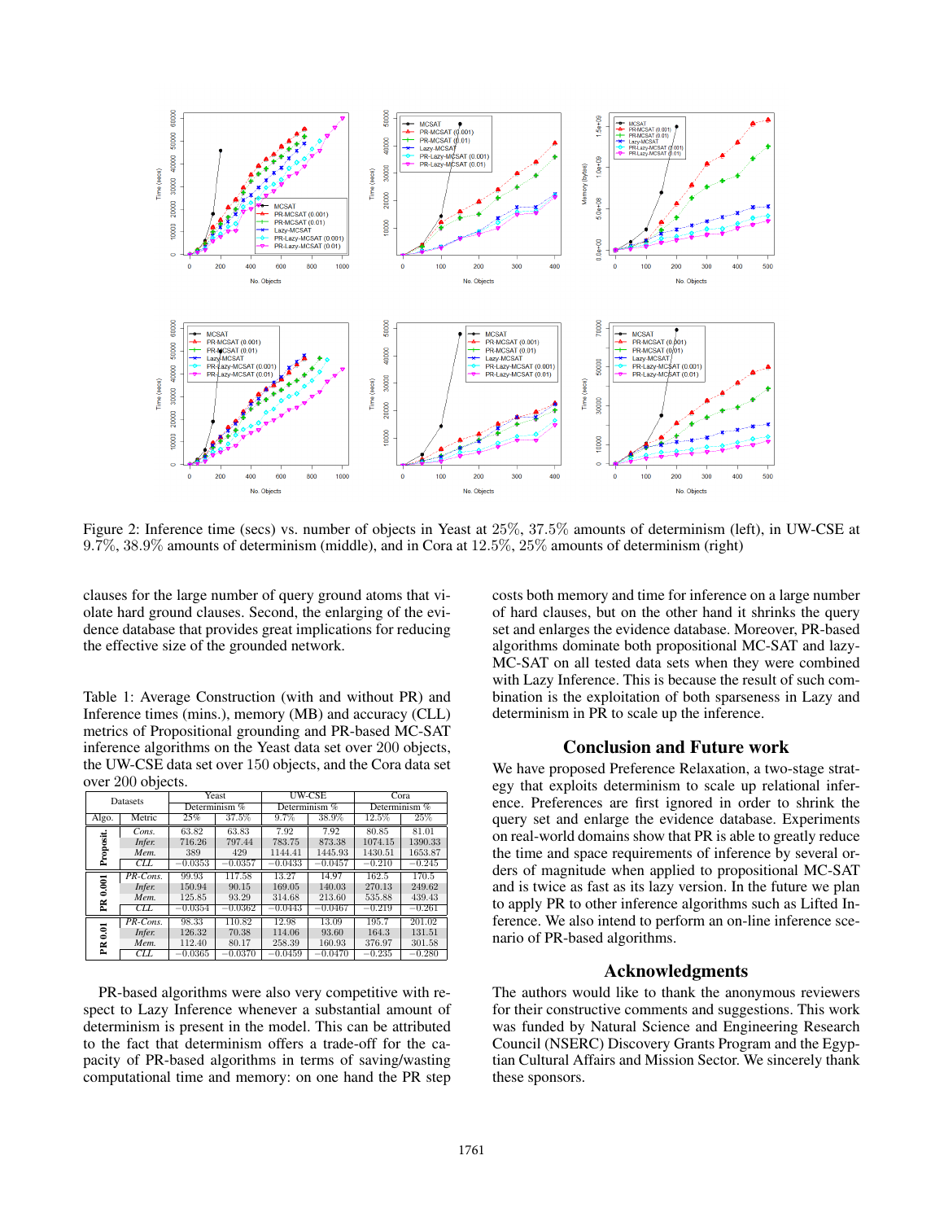Figure 2: Inference time (secs) vs. number of objects in Yeast at 25%, 37.5% amounts of determinism (left), in UW-CSE at 9.7%, 38.9% amounts of determinism (middle), and in Cora at 12.5%, 25% amounts of determinism (right)

clauses for the large number of query ground atoms that violate hard ground clauses. Second, the enlarging of the evidence database that provides great implications for reducing the effective size of the grounded network.

Table 1: Average Construction (with and without PR) and Inference times (mins.), memory (MB) and accuracy (CLL) metrics of Propositional grounding and PR-based MC-SAT inference algorithms on the Yeast data set over 200 objects, the UW-CSE data set over 150 objects, and the Cora data set over 200 objects.

| Datasets | | Yeast | | UW-CSE | | Cora | |
|---|---|---|---|---|---|---|---|
| | | Determinism % | | Determinism % | | Determinism % | |
| Algo. | Metric | 25% | 37.5% | 9.7% | 38.9% | 12.5% | 25% |
| **Proposit.** | *Cons.* | 63.82 | 63.83 | 7.92 | 7.92 | 80.85 | 81.01 |
| | *Infer.* | 716.26 | 797.44 | 783.75 | 873.38 | 1074.15 | 1390.33 |
| | *Mem.* | 389 | 429 | 1144.41 | 1445.93 | 1430.51 | 1653.87 |
| | *CLL* | −0.0353 | −0.0357 | −0.0433 | −0.0457 | −0.210 | −0.245 |
| **PR 0.001** | *PR-Cons.* | 99.93 | 117.58 | 13.27 | 14.97 | 162.5 | 170.5 |
| | *Infer.* | 150.94 | 90.15 | 169.05 | 140.03 | 270.13 | 249.62 |
| | *Mem.* | 125.85 | 93.29 | 314.68 | 213.60 | 535.88 | 439.43 |
| | *CLL* | −0.0354 | −0.0362 | −0.0443 | −0.0467 | −0.219 | −0.261 |
| **PR 0.01** | *PR-Cons.* | 98.33 | 110.82 | 12.98 | 13.09 | 195.7 | 201.02 |
| | *Infer.* | 126.32 | 70.38 | 114.06 | 93.60 | 164.3 | 131.51 |
| | *Mem.* | 112.40 | 80.17 | 258.39 | 160.93 | 376.97 | 301.58 |
| | *CLL* | −0.0365 | −0.0370 | −0.0459 | −0.0470 | −0.235 | −0.280 |

PR-based algorithms were also very competitive with respect to Lazy Inference whenever a substantial amount of determinism is present in the model. This can be attributed to the fact that determinism offers a trade-off for the capacity of PR-based algorithms in terms of saving/wasting computational time and memory: on one hand the PR step costs both memory and time for inference on a large number of hard clauses, but on the other hand it shrinks the query set and enlarges the evidence database. Moreover, PR-based algorithms dominate both propositional MC-SAT and lazy-MC-SAT on all tested data sets when they were combined with Lazy Inference. This is because the result of such combination is the exploitation of both sparseness in Lazy and determinism in PR to scale up the inference.

## Conclusion and Future work

We have proposed Preference Relaxation, a two-stage strategy that exploits determinism to scale up relational inference. Preferences are first ignored in order to shrink the query set and enlarge the evidence database. Experiments on real-world domains show that PR is able to greatly reduce the time and space requirements of inference by several orders of magnitude when applied to propositional MC-SAT and is twice as fast as its lazy version. In the future we plan to apply PR to other inference algorithms such as Lifted Inference. We also intend to perform an on-line inference scenario of PR-based algorithms.

## Acknowledgments

The authors would like to thank the anonymous reviewers for their constructive comments and suggestions. This work was funded by Natural Science and Engineering Research Council (NSERC) Discovery Grants Program and the Egyptian Cultural Affairs and Mission Sector. We sincerely thank these sponsors.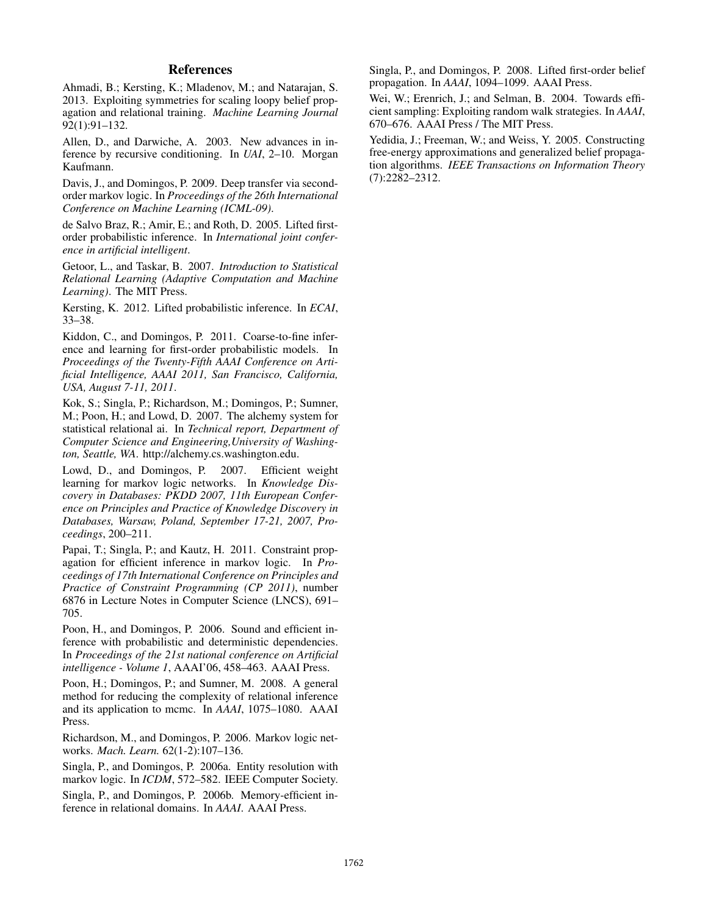## References

Ahmadi, B.; Kersting, K.; Mladenov, M.; and Natarajan, S. 2013. Exploiting symmetries for scaling loopy belief propagation and relational training. *Machine Learning Journal* 92(1):91–132.

Allen, D., and Darwiche, A. 2003. New advances in inference by recursive conditioning. In *UAI*, 2–10. Morgan Kaufmann.

Davis, J., and Domingos, P. 2009. Deep transfer via second-order markov logic. In *Proceedings of the 26th International Conference on Machine Learning (ICML-09)*.

de Salvo Braz, R.; Amir, E.; and Roth, D. 2005. Lifted first-order probabilistic inference. In *International joint conference in artificial intelligent*.

Getoor, L., and Taskar, B. 2007. *Introduction to Statistical Relational Learning (Adaptive Computation and Machine Learning)*. The MIT Press.

Kersting, K. 2012. Lifted probabilistic inference. In *ECAI*, 33–38.

Kiddon, C., and Domingos, P. 2011. Coarse-to-fine inference and learning for first-order probabilistic models. In *Proceedings of the Twenty-Fifth AAAI Conference on Artificial Intelligence, AAAI 2011, San Francisco, California, USA, August 7-11, 2011*.

Kok, S.; Singla, P.; Richardson, M.; Domingos, P.; Sumner, M.; Poon, H.; and Lowd, D. 2007. The alchemy system for statistical relational ai. In *Technical report, Department of Computer Science and Engineering,University of Washington, Seattle, WA*. http://alchemy.cs.washington.edu.

Lowd, D., and Domingos, P. 2007. Efficient weight learning for markov logic networks. In *Knowledge Discovery in Databases: PKDD 2007, 11th European Conference on Principles and Practice of Knowledge Discovery in Databases, Warsaw, Poland, September 17-21, 2007, Proceedings*, 200–211.

Papai, T.; Singla, P.; and Kautz, H. 2011. Constraint propagation for efficient inference in markov logic. In *Proceedings of 17th International Conference on Principles and Practice of Constraint Programming (CP 2011)*, number 6876 in Lecture Notes in Computer Science (LNCS), 691–705.

Poon, H., and Domingos, P. 2006. Sound and efficient inference with probabilistic and deterministic dependencies. In *Proceedings of the 21st national conference on Artificial intelligence - Volume 1*, AAAI'06, 458–463. AAAI Press.

Poon, H.; Domingos, P.; and Sumner, M. 2008. A general method for reducing the complexity of relational inference and its application to mcmc. In *AAAI*, 1075–1080. AAAI Press.

Richardson, M., and Domingos, P. 2006. Markov logic networks. *Mach. Learn.* 62(1-2):107–136.

Singla, P., and Domingos, P. 2006a. Entity resolution with markov logic. In *ICDM*, 572–582. IEEE Computer Society.

Singla, P., and Domingos, P. 2006b. Memory-efficient inference in relational domains. In *AAAI*. AAAI Press.

Singla, P., and Domingos, P. 2008. Lifted first-order belief propagation. In *AAAI*, 1094–1099. AAAI Press.

Wei, W.; Erenrich, J.; and Selman, B. 2004. Towards efficient sampling: Exploiting random walk strategies. In *AAAI*, 670–676. AAAI Press / The MIT Press.

Yedidia, J.; Freeman, W.; and Weiss, Y. 2005. Constructing free-energy approximations and generalized belief propagation algorithms. *IEEE Transactions on Information Theory* (7):2282–2312.